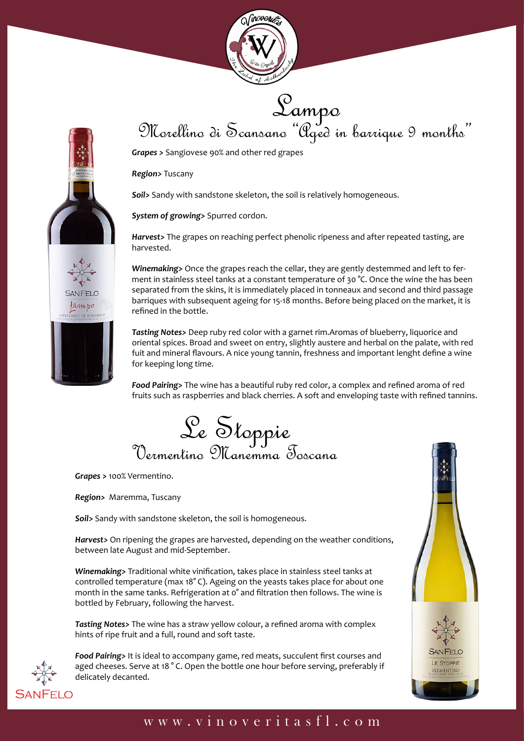# Lampo

## Morellino di Scansano "Aged in barrique 9 months"

***Grapes >*** Sangiovese 90% and other red grapes

***Region>*** Tuscany

***Soil>*** Sandy with sandstone skeleton, the soil is relatively homogeneous.

***System of growing>*** Spurred cordon.

***Harvest>*** The grapes on reaching perfect phenolic ripeness and after repeated tasting, are harvested.

***Winemaking>*** Once the grapes reach the cellar, they are gently destemmed and left to ferment in stainless steel tanks at a constant temperature of 30 °C. Once the wine the has been separated from the skins, it is immediately placed in tonneaux and second and third passage barriques with subsequent ageing for 15-18 months. Before being placed on the market, it is refined in the bottle.

***Tasting Notes>*** Deep ruby red color with a garnet rim.Aromas of blueberry, liquorice and oriental spices. Broad and sweet on entry, slightly austere and herbal on the palate, with red fuit and mineral flavours. A nice young tannin, freshness and important lenght define a wine for keeping long time.

***Food Pairing>*** The wine has a beautiful ruby red color, a complex and refined aroma of red fruits such as raspberries and black cherries. A soft and enveloping taste with refined tannins.

# Le Stoppie

## Vermentino Maremma Toscana

***Grapes >*** 100% Vermentino.

***Region>*** Maremma, Tuscany

***Soil>*** Sandy with sandstone skeleton, the soil is homogeneous.

***Harvest>*** On ripening the grapes are harvested, depending on the weather conditions, between late August and mid-September.

***Winemaking>*** Traditional white vinification, takes place in stainless steel tanks at controlled temperature (max 18° C). Ageing on the yeasts takes place for about one month in the same tanks. Refrigeration at 0° and filtration then follows. The wine is bottled by February, following the harvest.

***Tasting Notes>*** The wine has a straw yellow colour, a refined aroma with complex hints of ripe fruit and a full, round and soft taste.

***Food Pairing>*** It is ideal to accompany game, red meats, succulent first courses and aged cheeses. Serve at 18 ° C. Open the bottle one hour before serving, preferably if delicately decanted.

www.vinoveritasfl.com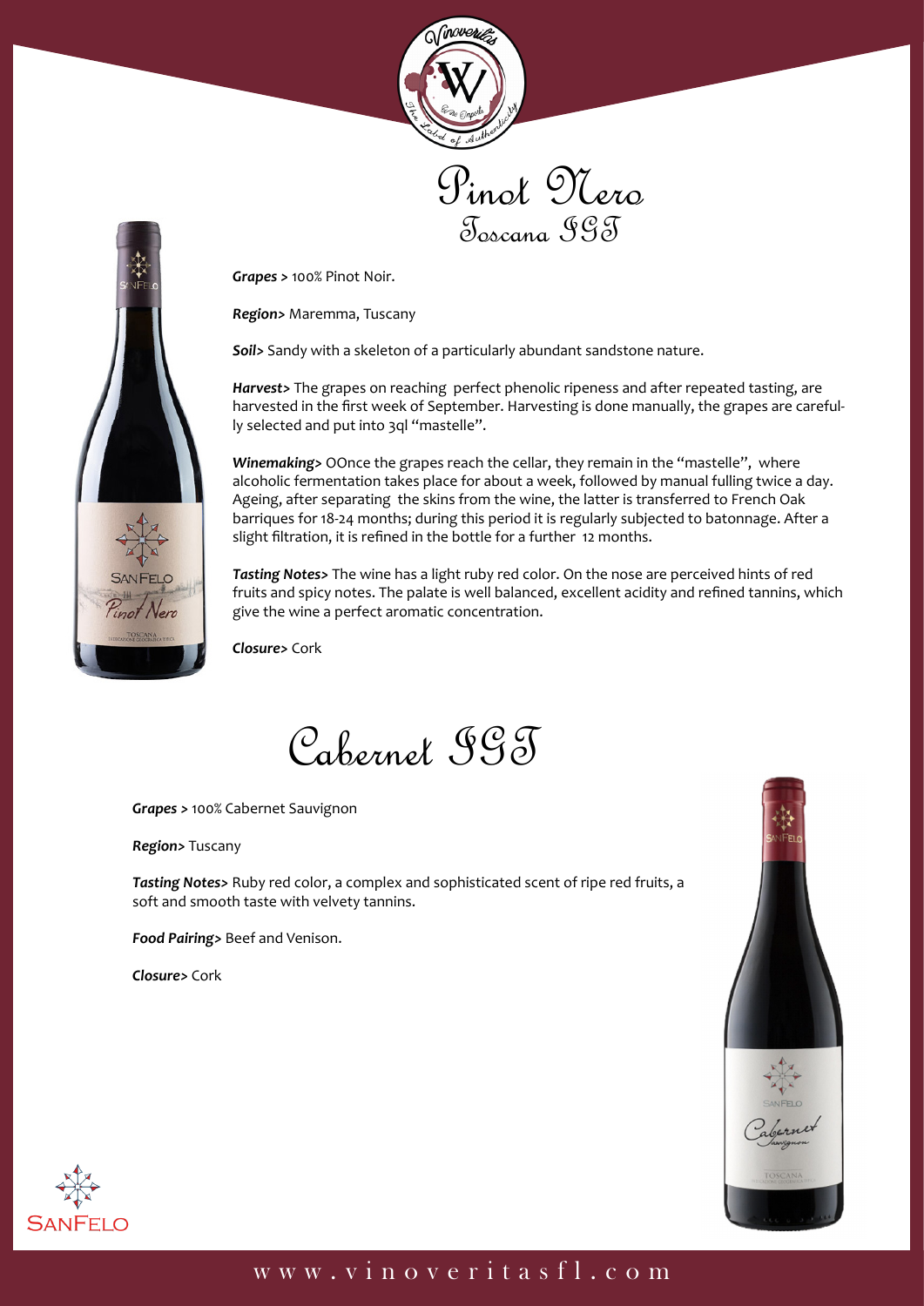# Pinot Nero
## Toscana IGT

***Grapes >*** 100% Pinot Noir.

***Region>*** Maremma, Tuscany

***Soil>*** Sandy with a skeleton of a particularly abundant sandstone nature.

***Harvest>*** The grapes on reaching perfect phenolic ripeness and after repeated tasting, are harvested in the first week of September. Harvesting is done manually, the grapes are carefully selected and put into 3ql "mastelle".

***Winemaking>*** OOnce the grapes reach the cellar, they remain in the "mastelle", where alcoholic fermentation takes place for about a week, followed by manual fulling twice a day. Ageing, after separating the skins from the wine, the latter is transferred to French Oak barriques for 18-24 months; during this period it is regularly subjected to batonnage. After a slight filtration, it is refined in the bottle for a further 12 months.

***Tasting Notes>*** The wine has a light ruby red color. On the nose are perceived hints of red fruits and spicy notes. The palate is well balanced, excellent acidity and refined tannins, which give the wine a perfect aromatic concentration.

***Closure>*** Cork

# Cabernet IGT

***Grapes >*** 100% Cabernet Sauvignon

***Region>*** Tuscany

***Tasting Notes>*** Ruby red color, a complex and sophisticated scent of ripe red fruits, a soft and smooth taste with velvety tannins.

***Food Pairing>*** Beef and Venison.

***Closure>*** Cork

www.vinoveritasfl.com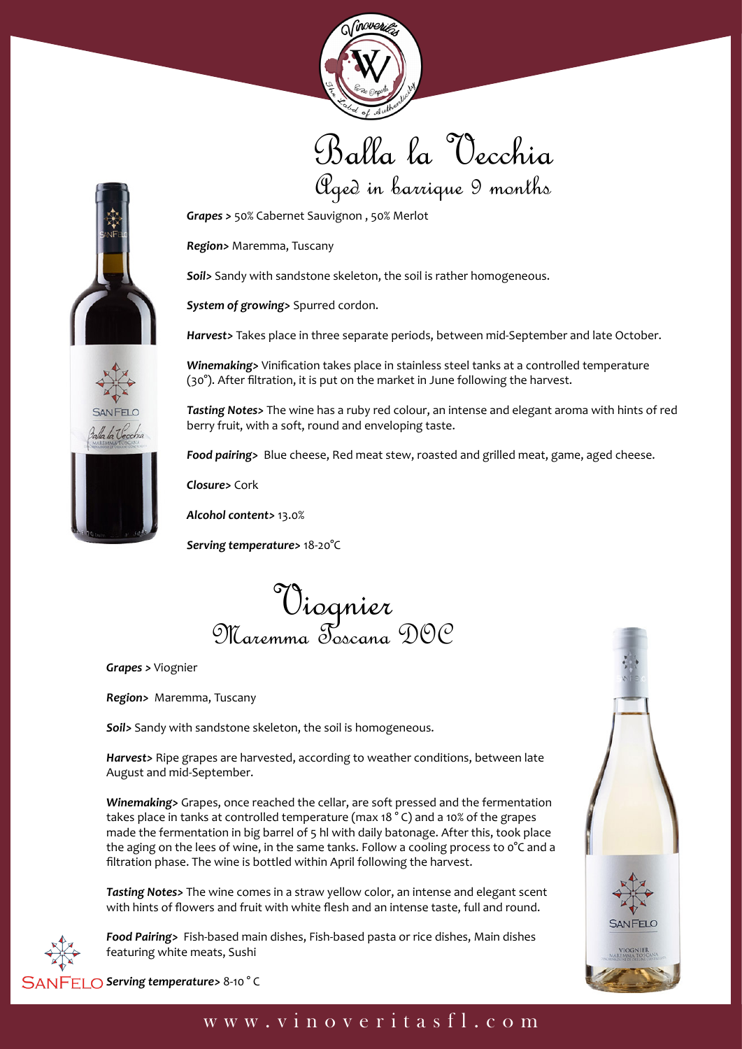# Balla la Vecchia

## Aged in barrique 9 months

***Grapes >*** 50% Cabernet Sauvignon , 50% Merlot

***Region>*** Maremma, Tuscany

***Soil>*** Sandy with sandstone skeleton, the soil is rather homogeneous.

***System of growing>*** Spurred cordon.

***Harvest>*** Takes place in three separate periods, between mid-September and late October.

***Winemaking>*** Vinification takes place in stainless steel tanks at a controlled temperature (30°). After filtration, it is put on the market in June following the harvest.

***Tasting Notes>*** The wine has a ruby red colour, an intense and elegant aroma with hints of red berry fruit, with a soft, round and enveloping taste.

***Food pairing>*** Blue cheese, Red meat stew, roasted and grilled meat, game, aged cheese.

***Closure>*** Cork

***Alcohol content>*** 13.0%

***Serving temperature>*** 18-20°C

# Viognier

## Maremma Toscana DOC

***Grapes >*** Viognier

***Region>*** Maremma, Tuscany

***Soil>*** Sandy with sandstone skeleton, the soil is homogeneous.

***Harvest>*** Ripe grapes are harvested, according to weather conditions, between late August and mid-September.

***Winemaking>*** Grapes, once reached the cellar, are soft pressed and the fermentation takes place in tanks at controlled temperature (max 18 ° C) and a 10% of the grapes made the fermentation in big barrel of 5 hl with daily batonage. After this, took place the aging on the lees of wine, in the same tanks. Follow a cooling process to 0°C and a filtration phase. The wine is bottled within April following the harvest.

***Tasting Notes>*** The wine comes in a straw yellow color, an intense and elegant scent with hints of flowers and fruit with white flesh and an intense taste, full and round.

***Food Pairing>*** Fish-based main dishes, Fish-based pasta or rice dishes, Main dishes featuring white meats, Sushi

***Serving temperature>*** 8-10 ° C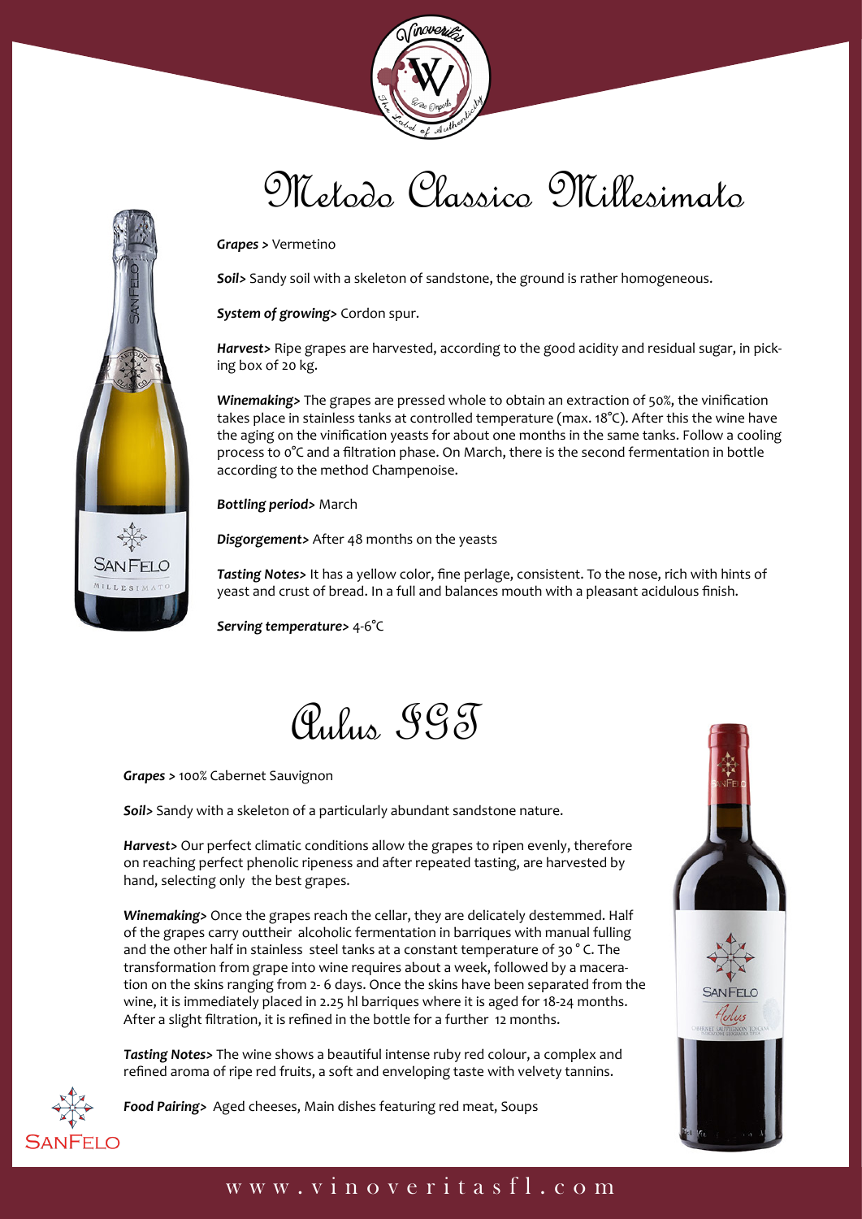# Metodo Classico Millesimato

***Grapes >*** Vermetino

***Soil>*** Sandy soil with a skeleton of sandstone, the ground is rather homogeneous.

***System of growing>*** Cordon spur.

***Harvest>*** Ripe grapes are harvested, according to the good acidity and residual sugar, in picking box of 20 kg.

***Winemaking>*** The grapes are pressed whole to obtain an extraction of 50%, the vinification takes place in stainless tanks at controlled temperature (max. 18°C). After this the wine have the aging on the vinification yeasts for about one months in the same tanks. Follow a cooling process to 0°C and a filtration phase. On March, there is the second fermentation in bottle according to the method Champenoise.

***Bottling period>*** March

***Disgorgement>*** After 48 months on the yeasts

***Tasting Notes>*** It has a yellow color, fine perlage, consistent. To the nose, rich with hints of yeast and crust of bread. In a full and balances mouth with a pleasant acidulous finish.

***Serving temperature>*** 4-6°C

# Aulus IGT

***Grapes >*** 100% Cabernet Sauvignon

***Soil>*** Sandy with a skeleton of a particularly abundant sandstone nature.

***Harvest>*** Our perfect climatic conditions allow the grapes to ripen evenly, therefore on reaching perfect phenolic ripeness and after repeated tasting, are harvested by hand, selecting only the best grapes.

***Winemaking>*** Once the grapes reach the cellar, they are delicately destemmed. Half of the grapes carry outtheir alcoholic fermentation in barriques with manual fulling and the other half in stainless steel tanks at a constant temperature of 30 ° C. The transformation from grape into wine requires about a week, followed by a maceration on the skins ranging from 2- 6 days. Once the skins have been separated from the wine, it is immediately placed in 2.25 hl barriques where it is aged for 18-24 months. After a slight filtration, it is refined in the bottle for a further 12 months.

***Tasting Notes>*** The wine shows a beautiful intense ruby red colour, a complex and refined aroma of ripe red fruits, a soft and enveloping taste with velvety tannins.

***Food Pairing>*** Aged cheeses, Main dishes featuring red meat, Soups

www.vinoveritasfl.com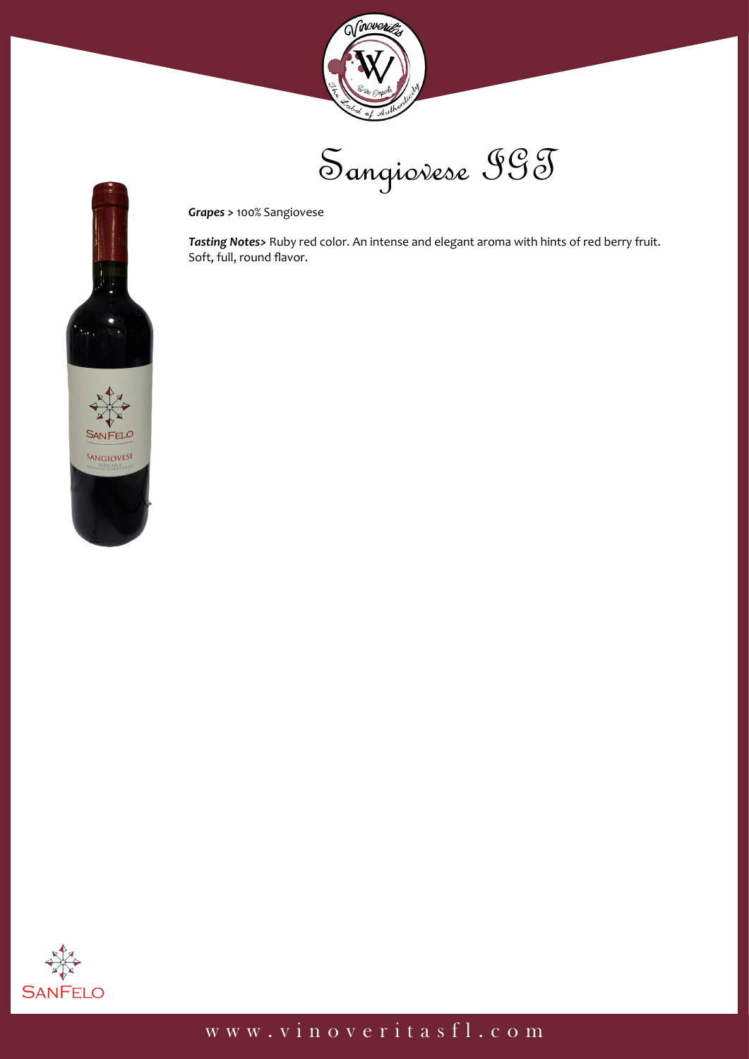# Sangiovese IGT

***Grapes >*** 100% Sangiovese

***Tasting Notes>*** Ruby red color. An intense and elegant aroma with hints of red berry fruit. Soft, full, round flavor.

SANFELO

www.vinoveritasfl.com